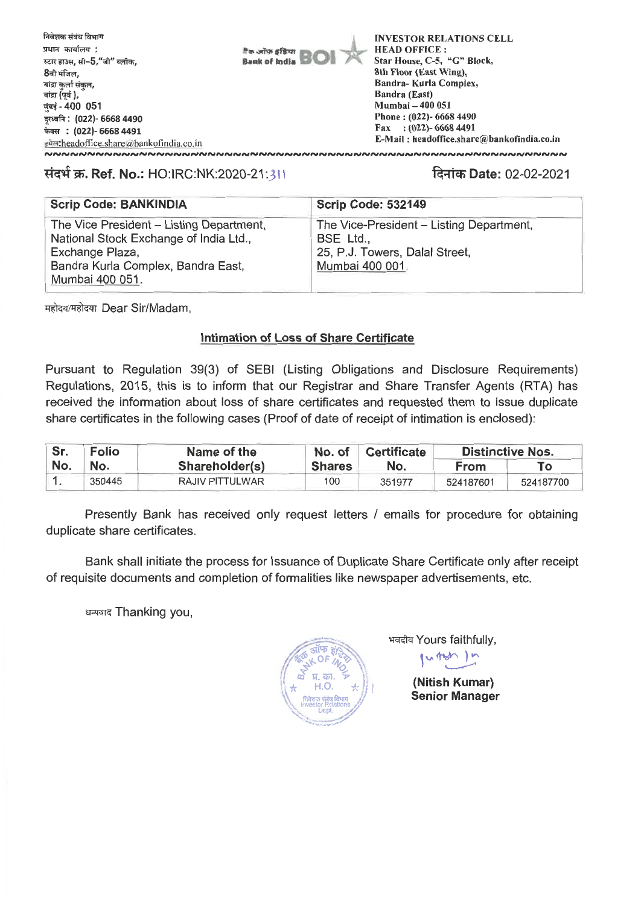निवेशक संबंध विभाग
प्रधान कार्यालय :
स्टार हाउस, सी–5,"जी" ब्लॉक,
8वी मंजिल,
बांद्रा कुर्ला संकुल,
बांद्रा (पूर्व ),
मुंबई - 400 051
दूरध्वनि : (022)- 6668 4490
फेक्स : (022)- 6668 4491
इमेल:headoffice.share@bankofindia.co.in

बैंक ऑफ इंडिया Bank of India BOI

INVESTOR RELATIONS CELL
HEAD OFFICE :
Star House, C-5, "G" Block,
8th Floor (East Wing),
Bandra- Kurla Complex,
Bandra (East)
Mumbai – 400 051
Phone : (022)- 6668 4490
Fax : (022)- 6668 4491
E-Mail : headoffice.share@bankofindia.co.in

**संदर्भ क्र. Ref. No.:** HO:IRC:NK:2020-21:311

**दिनांक Date:** 02-02-2021

| Scrip Code: BANKINDIA | Scrip Code: 532149 |
|---|---|
| The Vice President – Listing Department, National Stock Exchange of India Ltd., Exchange Plaza, Bandra Kurla Complex, Bandra East, Mumbai 400 051. | The Vice-President – Listing Department, BSE Ltd., 25, P.J. Towers, Dalal Street, Mumbai 400 001. |

महोदय/महोदया Dear Sir/Madam,

## Intimation of Loss of Share Certificate

Pursuant to Regulation 39(3) of SEBI (Listing Obligations and Disclosure Requirements) Regulations, 2015, this is to inform that our Registrar and Share Transfer Agents (RTA) has received the information about loss of share certificates and requested them to issue duplicate share certificates in the following cases (Proof of date of receipt of intimation is enclosed):

| Sr. No. | Folio No. | Name of the Shareholder(s) | No. of Shares | Certificate No. | Distinctive Nos. | |
|---|---|---|---|---|---|---|
| | | | | | From | To |
| 1. | 350445 | RAJIV PITTULWAR | 100 | 351977 | 524187601 | 524187700 |

Presently Bank has received only request letters / emails for procedure for obtaining duplicate share certificates.

Bank shall initiate the process for Issuance of Duplicate Share Certificate only after receipt of requisite documents and completion of formalities like newspaper advertisements, etc.

धन्यवाद Thanking you,

भवदीय Yours faithfully,

**(Nitish Kumar)**
**Senior Manager**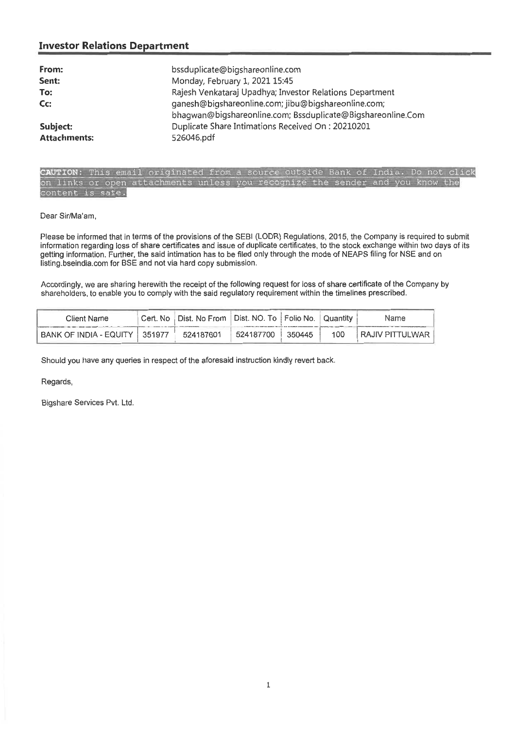## Investor Relations Department

| | |
|---|---|
| **From:** | bssduplicate@bigshareonline.com |
| **Sent:** | Monday, February 1, 2021 15:45 |
| **To:** | Rajesh Venkataraj Upadhya; Investor Relations Department |
| **Cc:** | ganesh@bigshareonline.com; jibu@bigshareonline.com; bhagwan@bigshareonline.com; Bssduplicate@Bigshareonline.Com |
| **Subject:** | Duplicate Share Intimations Received On : 20210201 |
| **Attachments:** | 526046.pdf |

**CAUTION:** This email originated from a source outside Bank of India. Do not click on links or open attachments unless you recognize the sender and you know the content is safe.

Dear Sir/Ma'am,

Please be informed that in terms of the provisions of the SEBI (LODR) Regulations, 2015, the Company is required to submit information regarding loss of share certificates and issue of duplicate certificates, to the stock exchange within two days of its getting information. Further, the said intimation has to be filed only through the mode of NEAPS filing for NSE and on listing.bseindia.com for BSE and not via hard copy submission.

Accordingly, we are sharing herewith the receipt of the following request for loss of share certificate of the Company by shareholders, to enable you to comply with the said regulatory requirement within the timelines prescribed.

| Client Name | Cert. No | Dist. No From | Dist. NO. To | Folio No. | Quantity | Name |
|---|---|---|---|---|---|---|
| BANK OF INDIA - EQUITY | 351977 | 524187601 | 524187700 | 350445 | 100 | RAJIV PITTULWAR |

Should you have any queries in respect of the aforesaid instruction kindly revert back.

Regards,

Bigshare Services Pvt. Ltd.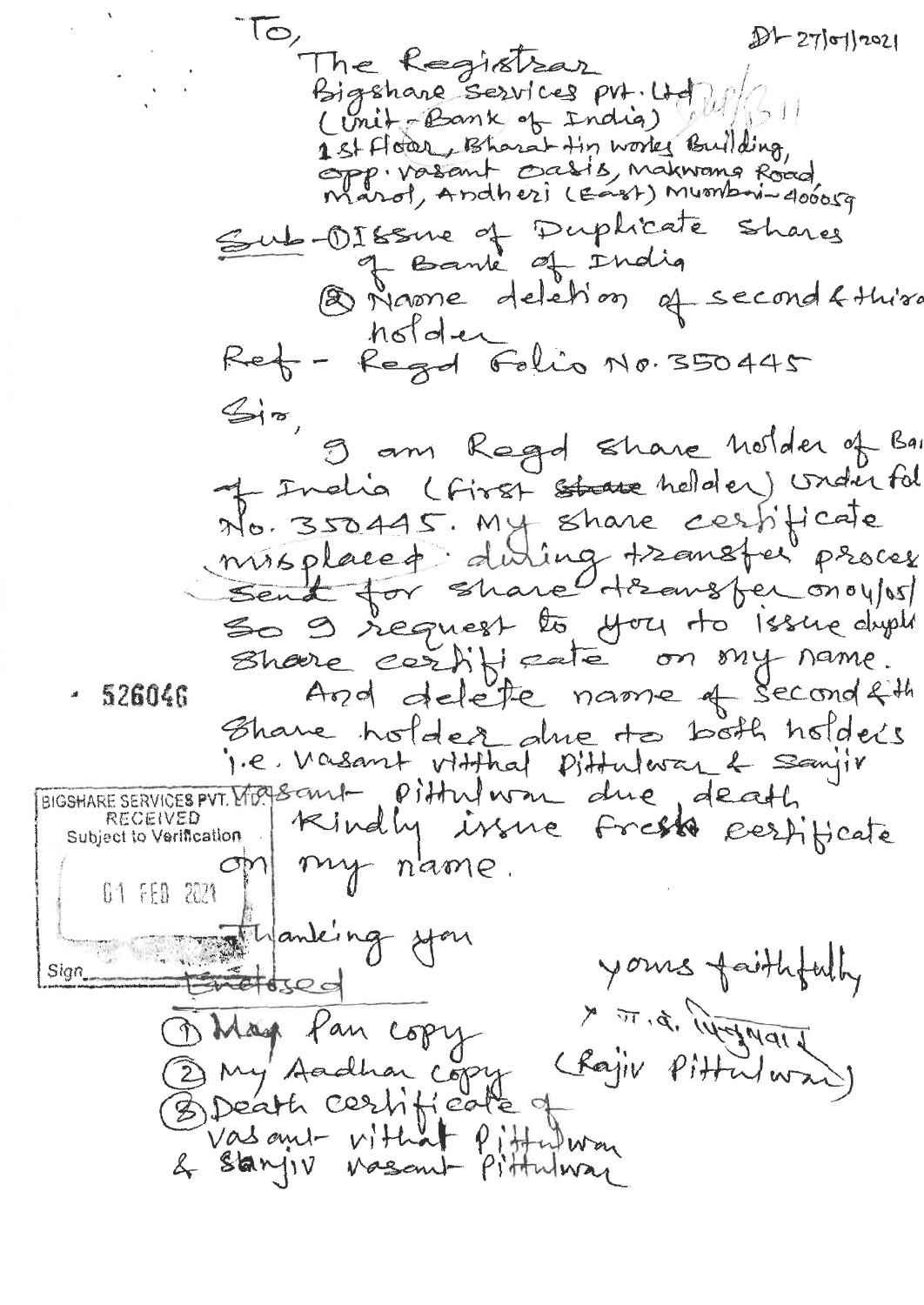To,

Dt 27/01/2021

The Registrar
Bigshare Services Pvt. Ltd
(Unit - Bank of India)
1st Floor, Bharat tin works Building,
opp. Vasant Oasis, Makwana Road,
Marol, Andheri (East) Mumbai - 400059

Sub - ① Issue of Duplicate shares of Bank of India
② Name deletion of second & third holder

Ref - Regd Folio No. 350445

Sir,

I am Regd share holder of Bank of India (First share holder) under folio No. 350445. My share certificate misplaced during transfer process send for share transfer on 04/05/ So I request to you to issue duplicate share certificate on my name.

526046

And delete name of second & third share holder due to both holders i.e. Vasant Vitthal Pittulwar & Sanjiv Vasant Pittulwar due death. Kindly issue fresh certificate on my name.

BIGSHARE SERVICES PVT. LTD.
RECEIVED
Subject to Verification
01 FEB 2021
Sign\_\_\_\_

Thanking you

yours faithfully

Enclosed

① My Pan copy
② My Aadhar copy
③ Death certificate of Vasant Vithal Pittulwar & Sanjiv Vasant Pittulwar

(Rajiv Pittulwar)